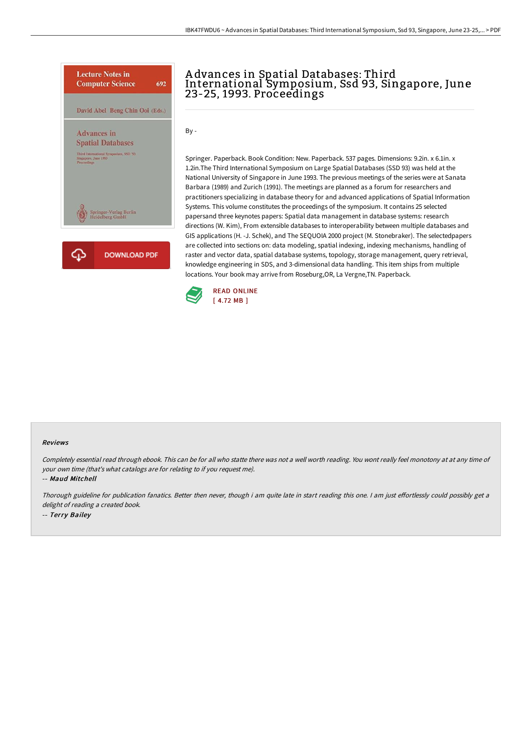# Advances in Spatial Databases: Third International Symposium, Ssd 93, Singapore, June 23-25, 1993. Proceedings

By -

Springer. Paperback. Book Condition: New. Paperback. 537 pages. Dimensions: 9.2in. x 6.1in. x 1.2in.The Third International Symposium on Large Spatial Databases (SSD 93) was held at the National University of Singapore in June 1993. The previous meetings of the series were at Sanata Barbara (1989) and Zurich (1991). The meetings are planned as a forum for researchers and practitioners specializing in database theory for and advanced applications of Spatial Information Systems. This volume constitutes the proceedings of the symposium. It contains 25 selected papersand three keynotes papers: Spatial data management in database systems: research directions (W. Kim), From extensible databases to interoperability between multiple databases and GIS applications (H. -J. Schek), and The SEQUOIA 2000 project (M. Stonebraker). The selectedpapers are collected into sections on: data modeling, spatial indexing, indexing mechanisms, handling of raster and vector data, spatial database systems, topology, storage management, query retrieval, knowledge engineering in SDS, and 3-dimensional data handling. This item ships from multiple locations. Your book may arrive from Roseburg,OR, La Vergne,TN. Paperback.

READ ONLINE
[ 4.72 MB ]

### Reviews

*Completely essential read through ebook. This can be for all who statte there was not a well worth reading. You wont really feel monotony at at any time of your own time (that's what catalogs are for relating to if you request me).*

*-- Maud Mitchell*

*Thorough guideline for publication fanatics. Better then never, though i am quite late in start reading this one. I am just effortlessly could possibly get a delight of reading a created book.*

*-- Terry Bailey*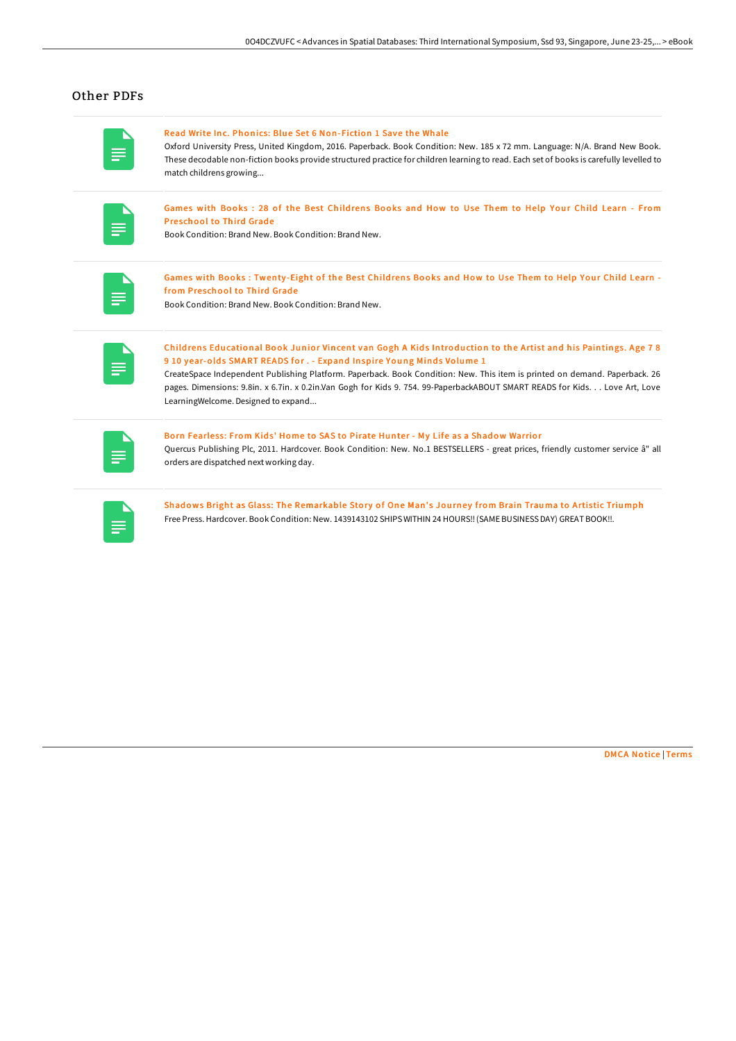## Other PDFs

**Read Write Inc. Phonics: Blue Set 6 Non-Fiction 1 Save the Whale**

Oxford University Press, United Kingdom, 2016. Paperback. Book Condition: New. 185 x 72 mm. Language: N/A. Brand New Book. These decodable non-fiction books provide structured practice for children learning to read. Each set of books is carefully levelled to match childrens growing...

**Games with Books : 28 of the Best Childrens Books and How to Use Them to Help Your Child Learn - From Preschool to Third Grade**

Book Condition: Brand New. Book Condition: Brand New.

**Games with Books : Twenty-Eight of the Best Childrens Books and How to Use Them to Help Your Child Learn - from Preschool to Third Grade**

Book Condition: Brand New. Book Condition: Brand New.

**Childrens Educational Book Junior Vincent van Gogh A Kids Introduction to the Artist and his Paintings. Age 7 8 9 10 year-olds SMART READS for . - Expand Inspire Young Minds Volume 1**

CreateSpace Independent Publishing Platform. Paperback. Book Condition: New. This item is printed on demand. Paperback. 26 pages. Dimensions: 9.8in. x 6.7in. x 0.2in.Van Gogh for Kids 9. 754. 99-PaperbackABOUT SMART READS for Kids. . . Love Art, Love LearningWelcome. Designed to expand...

**Born Fearless: From Kids' Home to SAS to Pirate Hunter - My Life as a Shadow Warrior**

Quercus Publishing Plc, 2011. Hardcover. Book Condition: New. No.1 BESTSELLERS - great prices, friendly customer service â" all orders are dispatched next working day.

**Shadows Bright as Glass: The Remarkable Story of One Man's Journey from Brain Trauma to Artistic Triumph**

Free Press. Hardcover. Book Condition: New. 1439143102 SHIPS WITHIN 24 HOURS!! (SAME BUSINESS DAY) GREAT BOOK!!.